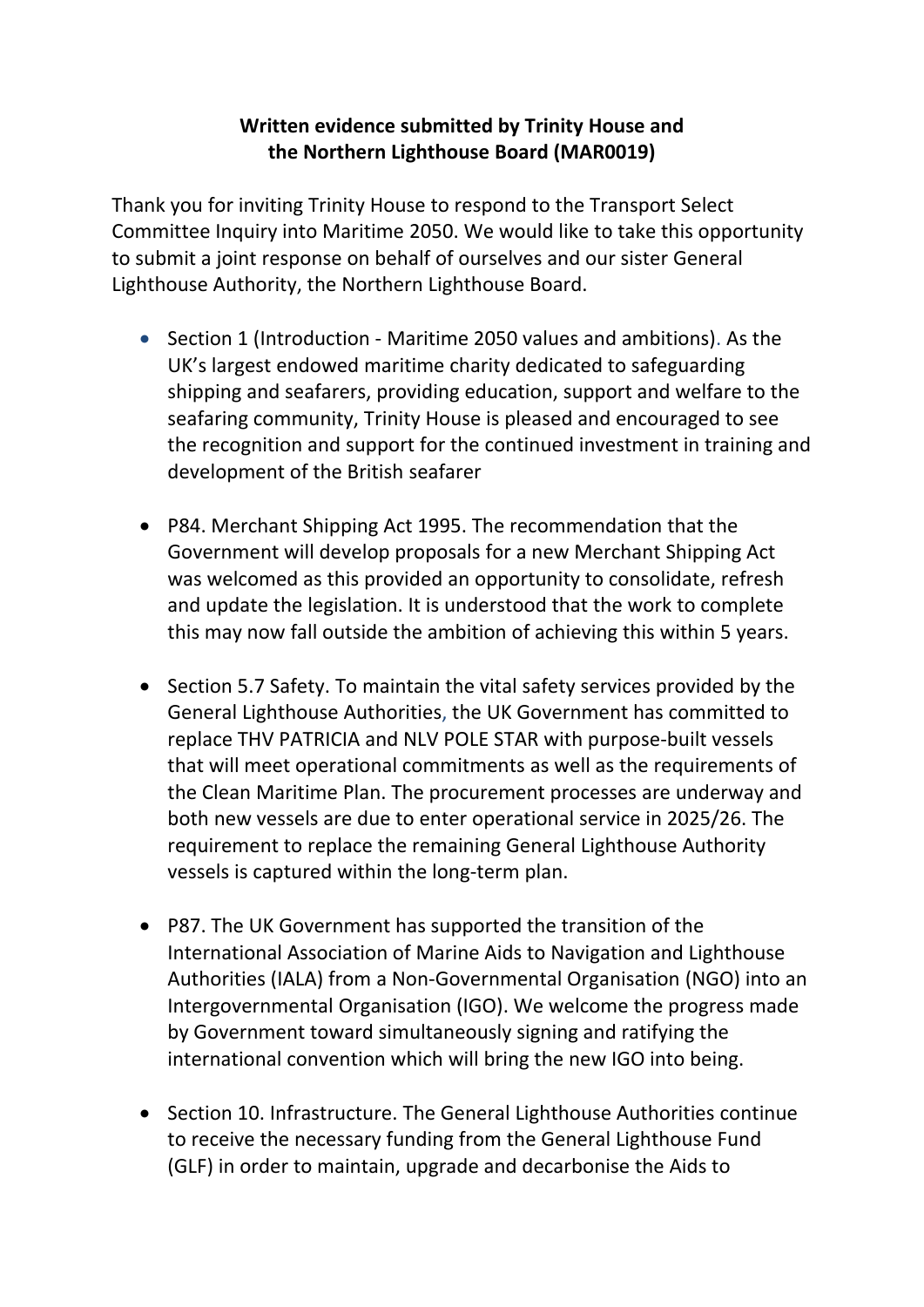**Written evidence submitted by Trinity House and the Northern Lighthouse Board (MAR0019)**

Thank you for inviting Trinity House to respond to the Transport Select Committee Inquiry into Maritime 2050. We would like to take this opportunity to submit a joint response on behalf of ourselves and our sister General Lighthouse Authority, the Northern Lighthouse Board.

- Section 1 (Introduction - Maritime 2050 values and ambitions). As the UK's largest endowed maritime charity dedicated to safeguarding shipping and seafarers, providing education, support and welfare to the seafaring community, Trinity House is pleased and encouraged to see the recognition and support for the continued investment in training and development of the British seafarer

- P84. Merchant Shipping Act 1995. The recommendation that the Government will develop proposals for a new Merchant Shipping Act was welcomed as this provided an opportunity to consolidate, refresh and update the legislation. It is understood that the work to complete this may now fall outside the ambition of achieving this within 5 years.

- Section 5.7 Safety. To maintain the vital safety services provided by the General Lighthouse Authorities, the UK Government has committed to replace THV PATRICIA and NLV POLE STAR with purpose-built vessels that will meet operational commitments as well as the requirements of the Clean Maritime Plan. The procurement processes are underway and both new vessels are due to enter operational service in 2025/26. The requirement to replace the remaining General Lighthouse Authority vessels is captured within the long-term plan.

- P87. The UK Government has supported the transition of the International Association of Marine Aids to Navigation and Lighthouse Authorities (IALA) from a Non-Governmental Organisation (NGO) into an Intergovernmental Organisation (IGO). We welcome the progress made by Government toward simultaneously signing and ratifying the international convention which will bring the new IGO into being.

- Section 10. Infrastructure. The General Lighthouse Authorities continue to receive the necessary funding from the General Lighthouse Fund (GLF) in order to maintain, upgrade and decarbonise the Aids to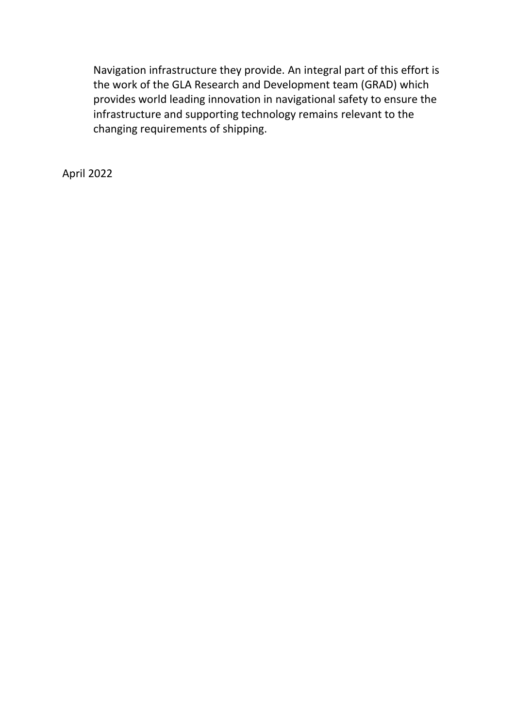Navigation infrastructure they provide. An integral part of this effort is the work of the GLA Research and Development team (GRAD) which provides world leading innovation in navigational safety to ensure the infrastructure and supporting technology remains relevant to the changing requirements of shipping.

April 2022